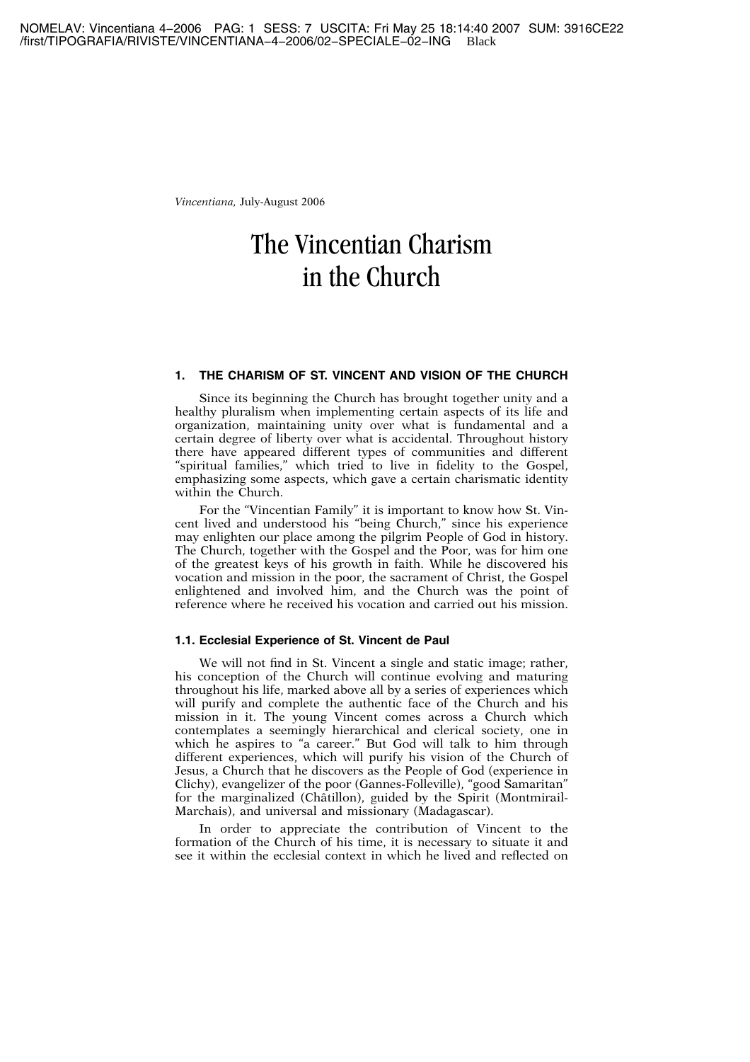*Vincentiana*, July-August 2006

# The Vincentian Charism in the Church

## 1. THE CHARISM OF ST. VINCENT AND VISION OF THE CHURCH

Since its beginning the Church has brought together unity and a healthy pluralism when implementing certain aspects of its life and organization, maintaining unity over what is fundamental and a certain degree of liberty over what is accidental. Throughout history there have appeared different types of communities and different "spiritual families," which tried to live in fidelity to the Gospel, emphasizing some aspects, which gave a certain charismatic identity within the Church.

For the "Vincentian Family" it is important to know how St. Vincent lived and understood his "being Church," since his experience may enlighten our place among the pilgrim People of God in history. The Church, together with the Gospel and the Poor, was for him one of the greatest keys of his growth in faith. While he discovered his vocation and mission in the poor, the sacrament of Christ, the Gospel enlightened and involved him, and the Church was the point of reference where he received his vocation and carried out his mission.

### 1.1. Ecclesial Experience of St. Vincent de Paul

We will not find in St. Vincent a single and static image; rather, his conception of the Church will continue evolving and maturing throughout his life, marked above all by a series of experiences which will purify and complete the authentic face of the Church and his mission in it. The young Vincent comes across a Church which contemplates a seemingly hierarchical and clerical society, one in which he aspires to "a career." But God will talk to him through different experiences, which will purify his vision of the Church of Jesus, a Church that he discovers as the People of God (experience in Clichy), evangelizer of the poor (Gannes-Folleville), "good Samaritan" for the marginalized (Châtillon), guided by the Spirit (Montmirail-Marchais), and universal and missionary (Madagascar).

In order to appreciate the contribution of Vincent to the formation of the Church of his time, it is necessary to situate it and see it within the ecclesial context in which he lived and reflected on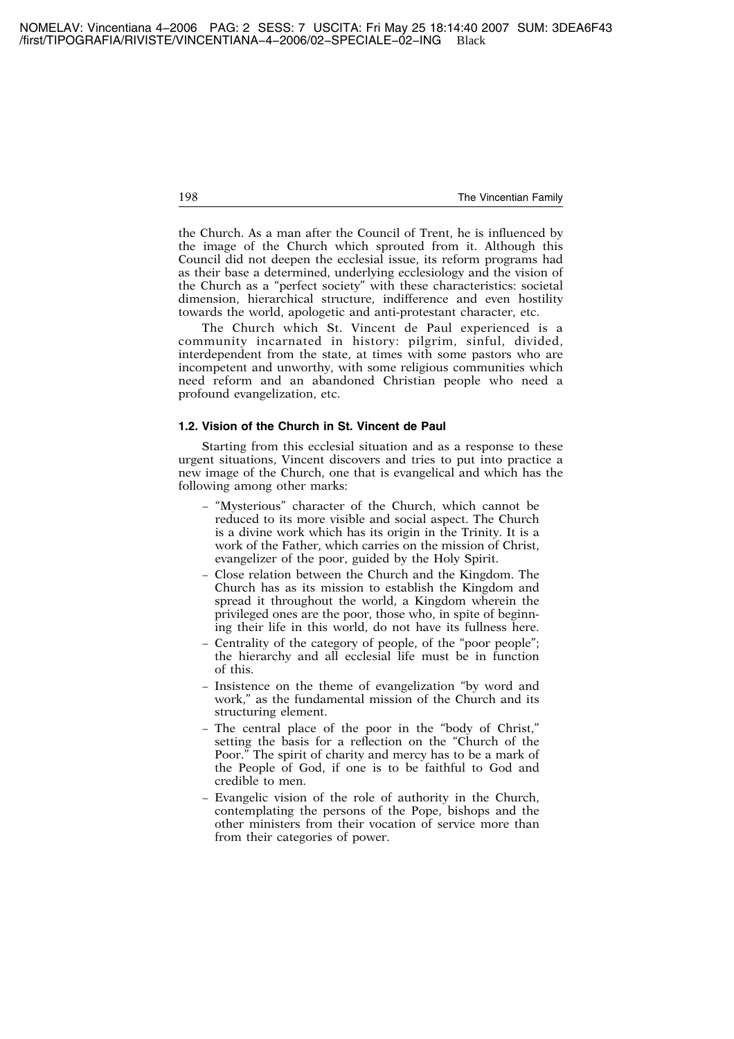the Church. As a man after the Council of Trent, he is influenced by the image of the Church which sprouted from it. Although this Council did not deepen the ecclesial issue, its reform programs had as their base a determined, underlying ecclesiology and the vision of the Church as a "perfect society" with these characteristics: societal dimension, hierarchical structure, indifference and even hostility towards the world, apologetic and anti-protestant character, etc.

The Church which St. Vincent de Paul experienced is a community incarnated in history: pilgrim, sinful, divided, interdependent from the state, at times with some pastors who are incompetent and unworthy, with some religious communities which need reform and an abandoned Christian people who need a profound evangelization, etc.

### 1.2. Vision of the Church in St. Vincent de Paul

Starting from this ecclesial situation and as a response to these urgent situations, Vincent discovers and tries to put into practice a new image of the Church, one that is evangelical and which has the following among other marks:

- "Mysterious" character of the Church, which cannot be reduced to its more visible and social aspect. The Church is a divine work which has its origin in the Trinity. It is a work of the Father, which carries on the mission of Christ, evangelizer of the poor, guided by the Holy Spirit.
- Close relation between the Church and the Kingdom. The Church has as its mission to establish the Kingdom and spread it throughout the world, a Kingdom wherein the privileged ones are the poor, those who, in spite of beginning their life in this world, do not have its fullness here.
- Centrality of the category of people, of the "poor people"; the hierarchy and all ecclesial life must be in function of this.
- Insistence on the theme of evangelization "by word and work," as the fundamental mission of the Church and its structuring element.
- The central place of the poor in the "body of Christ," setting the basis for a reflection on the "Church of the Poor." The spirit of charity and mercy has to be a mark of the People of God, if one is to be faithful to God and credible to men.
- Evangelic vision of the role of authority in the Church, contemplating the persons of the Pope, bishops and the other ministers from their vocation of service more than from their categories of power.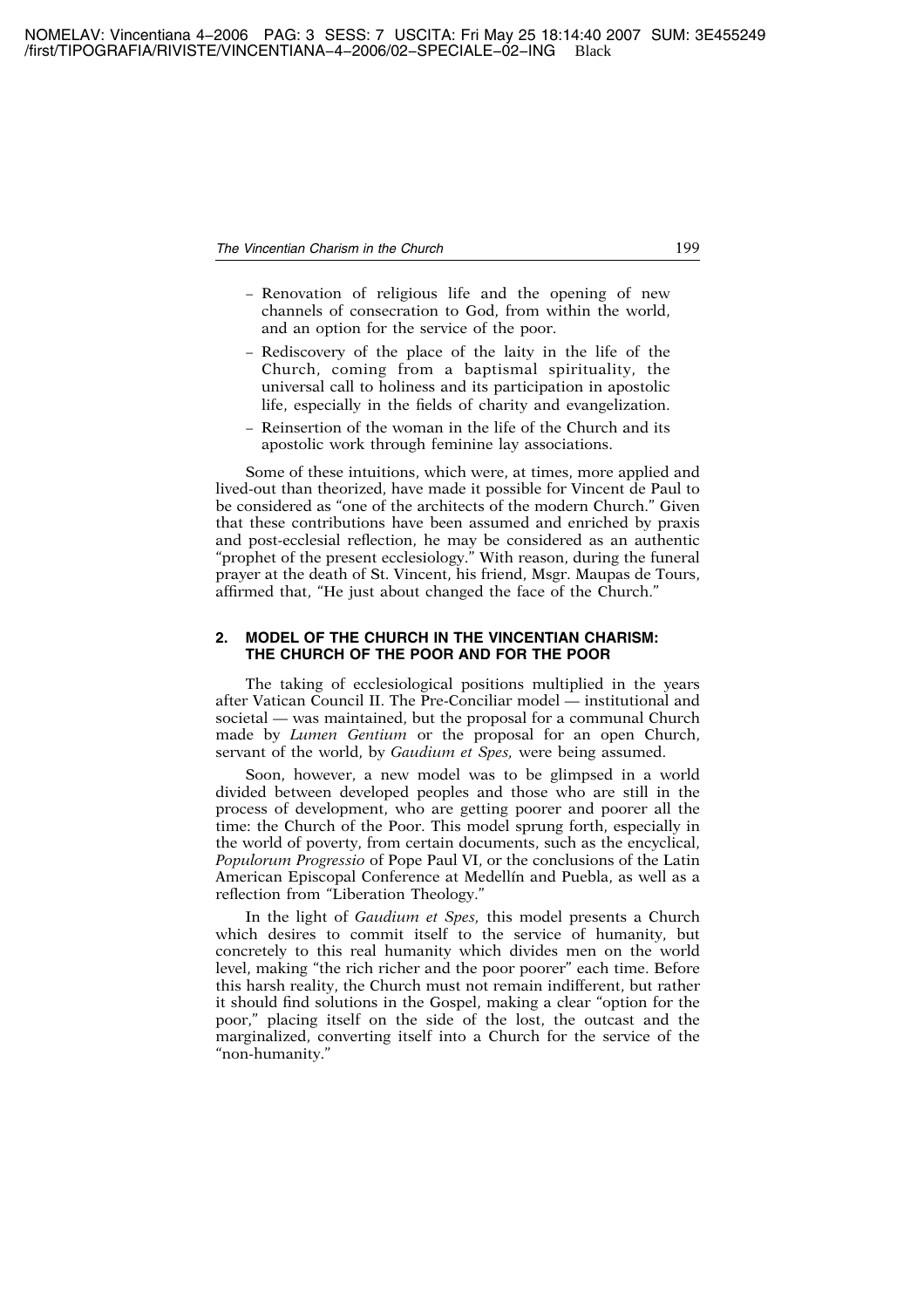- Renovation of religious life and the opening of new channels of consecration to God, from within the world, and an option for the service of the poor.
- Rediscovery of the place of the laity in the life of the Church, coming from a baptismal spirituality, the universal call to holiness and its participation in apostolic life, especially in the fields of charity and evangelization.
- Reinsertion of the woman in the life of the Church and its apostolic work through feminine lay associations.

Some of these intuitions, which were, at times, more applied and lived-out than theorized, have made it possible for Vincent de Paul to be considered as "one of the architects of the modern Church." Given that these contributions have been assumed and enriched by praxis and post-ecclesial reflection, he may be considered as an authentic "prophet of the present ecclesiology." With reason, during the funeral prayer at the death of St. Vincent, his friend, Msgr. Maupas de Tours, affirmed that, "He just about changed the face of the Church."

## 2. MODEL OF THE CHURCH IN THE VINCENTIAN CHARISM: THE CHURCH OF THE POOR AND FOR THE POOR

The taking of ecclesiological positions multiplied in the years after Vatican Council II. The Pre-Conciliar model — institutional and societal — was maintained, but the proposal for a communal Church made by *Lumen Gentium* or the proposal for an open Church, servant of the world, by *Gaudium et Spes,* were being assumed.

Soon, however, a new model was to be glimpsed in a world divided between developed peoples and those who are still in the process of development, who are getting poorer and poorer all the time: the Church of the Poor. This model sprung forth, especially in the world of poverty, from certain documents, such as the encyclical, *Populorum Progressio* of Pope Paul VI, or the conclusions of the Latin American Episcopal Conference at Medellín and Puebla, as well as a reflection from "Liberation Theology."

In the light of *Gaudium et Spes,* this model presents a Church which desires to commit itself to the service of humanity, but concretely to this real humanity which divides men on the world level, making "the rich richer and the poor poorer" each time. Before this harsh reality, the Church must not remain indifferent, but rather it should find solutions in the Gospel, making a clear "option for the poor," placing itself on the side of the lost, the outcast and the marginalized, converting itself into a Church for the service of the "non-humanity."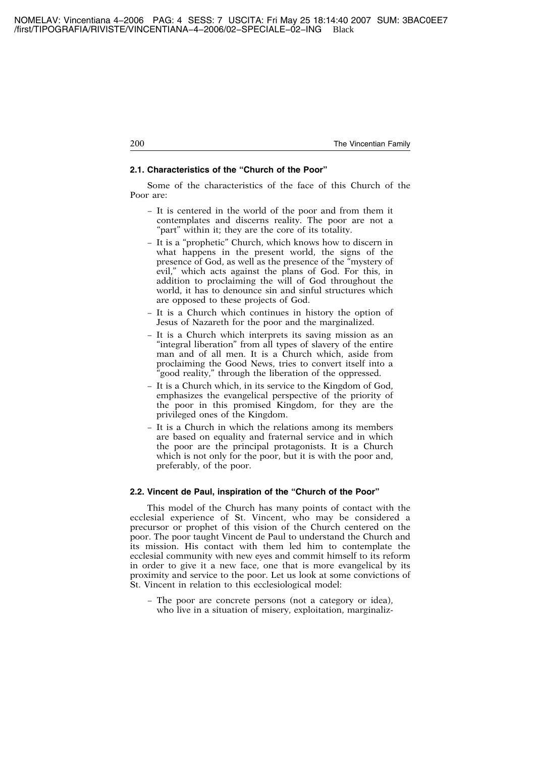### 2.1. Characteristics of the "Church of the Poor"

Some of the characteristics of the face of this Church of the Poor are:

- It is centered in the world of the poor and from them it contemplates and discerns reality. The poor are not a "part" within it; they are the core of its totality.
- It is a "prophetic" Church, which knows how to discern in what happens in the present world, the signs of the presence of God, as well as the presence of the "mystery of evil," which acts against the plans of God. For this, in addition to proclaiming the will of God throughout the world, it has to denounce sin and sinful structures which are opposed to these projects of God.
- It is a Church which continues in history the option of Jesus of Nazareth for the poor and the marginalized.
- It is a Church which interprets its saving mission as an "integral liberation" from all types of slavery of the entire man and of all men. It is a Church which, aside from proclaiming the Good News, tries to convert itself into a "good reality," through the liberation of the oppressed.
- It is a Church which, in its service to the Kingdom of God, emphasizes the evangelical perspective of the priority of the poor in this promised Kingdom, for they are the privileged ones of the Kingdom.
- It is a Church in which the relations among its members are based on equality and fraternal service and in which the poor are the principal protagonists. It is a Church which is not only for the poor, but it is with the poor and, preferably, of the poor.

### 2.2. Vincent de Paul, inspiration of the "Church of the Poor"

This model of the Church has many points of contact with the ecclesial experience of St. Vincent, who may be considered a precursor or prophet of this vision of the Church centered on the poor. The poor taught Vincent de Paul to understand the Church and its mission. His contact with them led him to contemplate the ecclesial community with new eyes and commit himself to its reform in order to give it a new face, one that is more evangelical by its proximity and service to the poor. Let us look at some convictions of St. Vincent in relation to this ecclesiological model:

- The poor are concrete persons (not a category or idea), who live in a situation of misery, exploitation, marginaliz-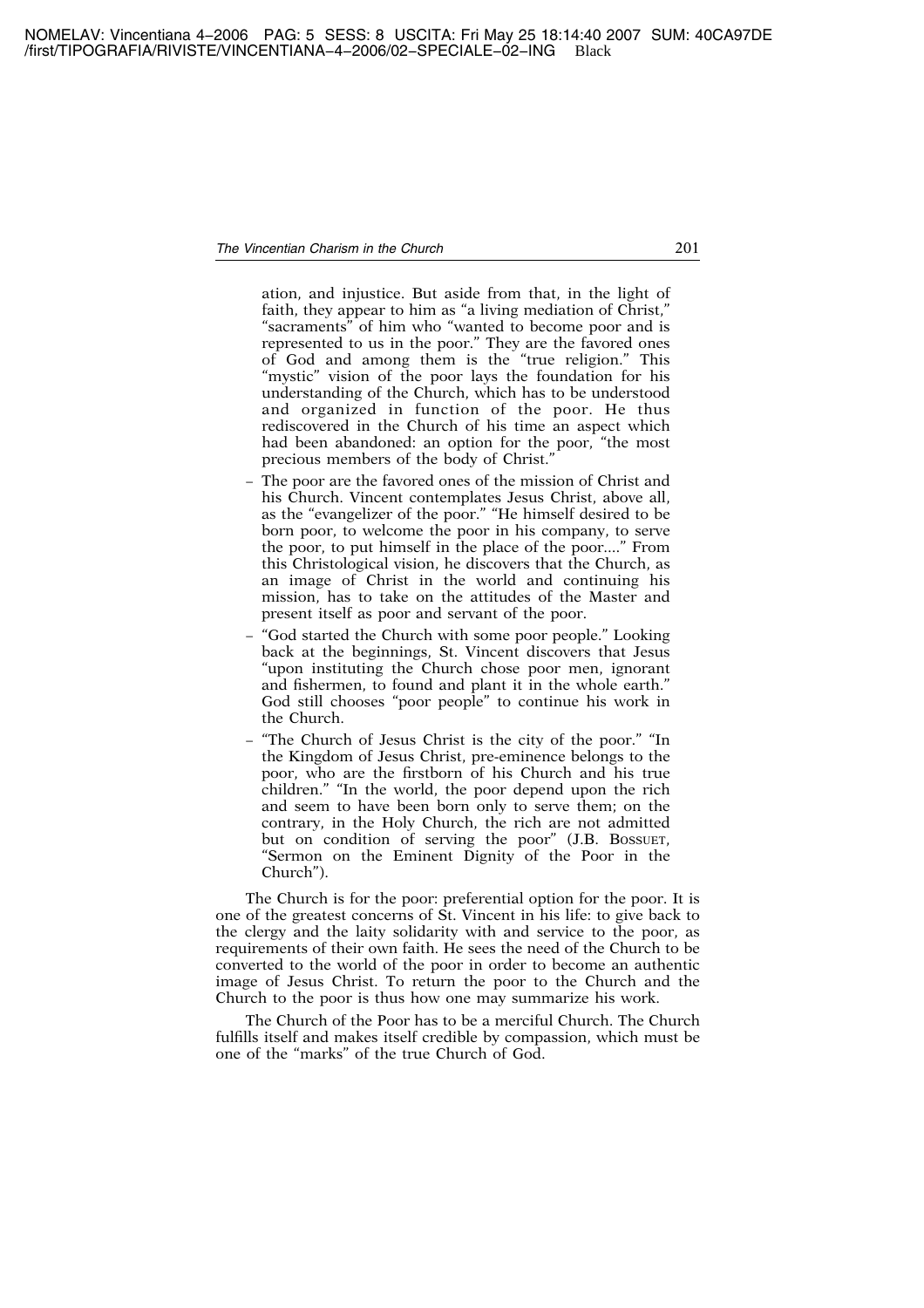ation, and injustice. But aside from that, in the light of faith, they appear to him as "a living mediation of Christ," "sacraments" of him who "wanted to become poor and is represented to us in the poor." They are the favored ones of God and among them is the "true religion." This "mystic" vision of the poor lays the foundation for his understanding of the Church, which has to be understood and organized in function of the poor. He thus rediscovered in the Church of his time an aspect which had been abandoned: an option for the poor, "the most precious members of the body of Christ."

- The poor are the favored ones of the mission of Christ and his Church. Vincent contemplates Jesus Christ, above all, as the "evangelizer of the poor." "He himself desired to be born poor, to welcome the poor in his company, to serve the poor, to put himself in the place of the poor...." From this Christological vision, he discovers that the Church, as an image of Christ in the world and continuing his mission, has to take on the attitudes of the Master and present itself as poor and servant of the poor.
- "God started the Church with some poor people." Looking back at the beginnings, St. Vincent discovers that Jesus "upon instituting the Church chose poor men, ignorant and fishermen, to found and plant it in the whole earth." God still chooses "poor people" to continue his work in the Church.
- "The Church of Jesus Christ is the city of the poor." "In the Kingdom of Jesus Christ, pre-eminence belongs to the poor, who are the firstborn of his Church and his true children." "In the world, the poor depend upon the rich and seem to have been born only to serve them; on the contrary, in the Holy Church, the rich are not admitted but on condition of serving the poor" (J.B. Bossuet, "Sermon on the Eminent Dignity of the Poor in the Church").

The Church is for the poor: preferential option for the poor. It is one of the greatest concerns of St. Vincent in his life: to give back to the clergy and the laity solidarity with and service to the poor, as requirements of their own faith. He sees the need of the Church to be converted to the world of the poor in order to become an authentic image of Jesus Christ. To return the poor to the Church and the Church to the poor is thus how one may summarize his work.

The Church of the Poor has to be a merciful Church. The Church fulfills itself and makes itself credible by compassion, which must be one of the "marks" of the true Church of God.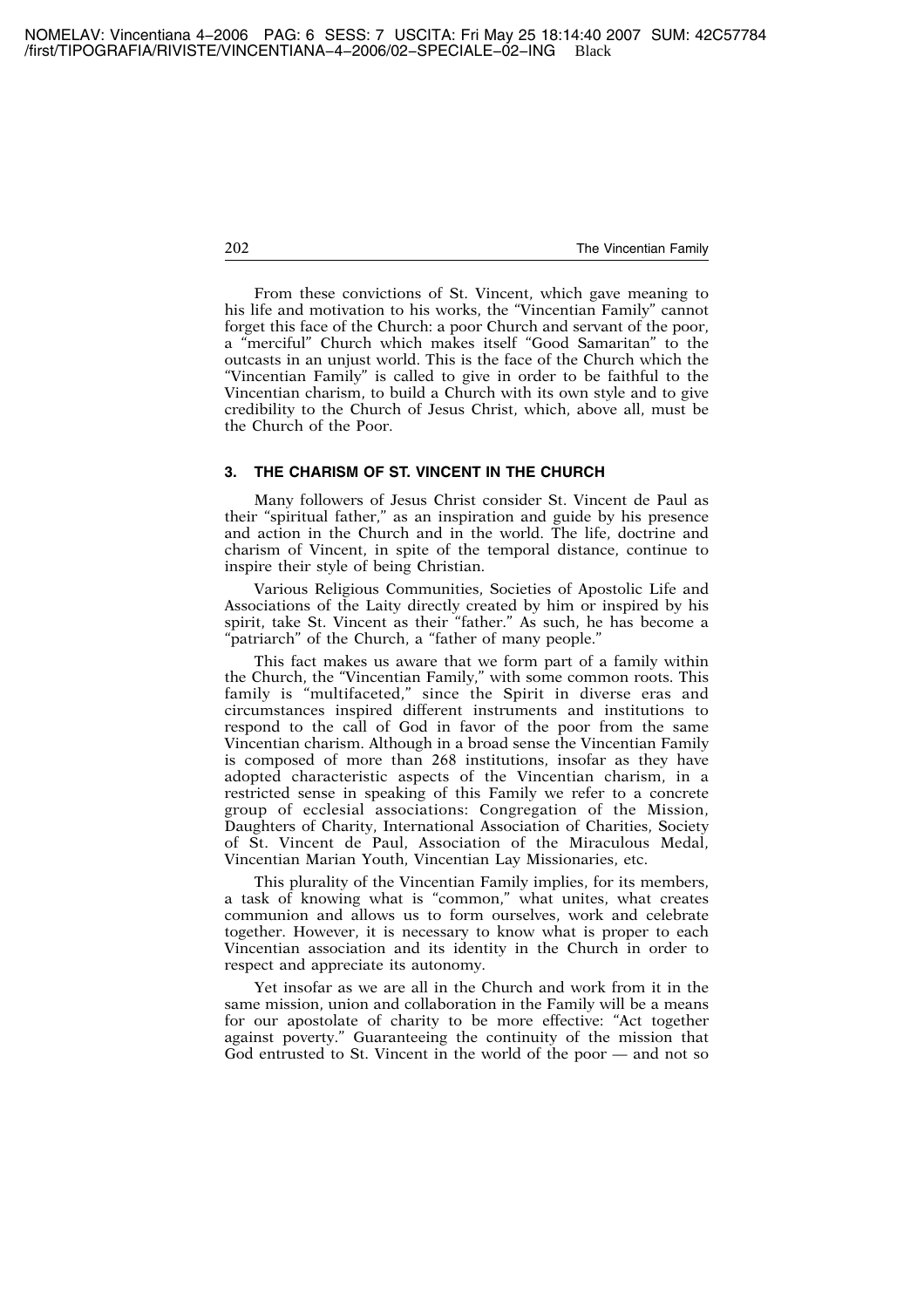From these convictions of St. Vincent, which gave meaning to his life and motivation to his works, the "Vincentian Family" cannot forget this face of the Church: a poor Church and servant of the poor, a "merciful" Church which makes itself "Good Samaritan" to the outcasts in an unjust world. This is the face of the Church which the "Vincentian Family" is called to give in order to be faithful to the Vincentian charism, to build a Church with its own style and to give credibility to the Church of Jesus Christ, which, above all, must be the Church of the Poor.

## 3. THE CHARISM OF ST. VINCENT IN THE CHURCH

Many followers of Jesus Christ consider St. Vincent de Paul as their "spiritual father," as an inspiration and guide by his presence and action in the Church and in the world. The life, doctrine and charism of Vincent, in spite of the temporal distance, continue to inspire their style of being Christian.

Various Religious Communities, Societies of Apostolic Life and Associations of the Laity directly created by him or inspired by his spirit, take St. Vincent as their "father." As such, he has become a "patriarch" of the Church, a "father of many people."

This fact makes us aware that we form part of a family within the Church, the "Vincentian Family," with some common roots. This family is "multifaceted," since the Spirit in diverse eras and circumstances inspired different instruments and institutions to respond to the call of God in favor of the poor from the same Vincentian charism. Although in a broad sense the Vincentian Family is composed of more than 268 institutions, insofar as they have adopted characteristic aspects of the Vincentian charism, in a restricted sense in speaking of this Family we refer to a concrete group of ecclesial associations: Congregation of the Mission, Daughters of Charity, International Association of Charities, Society of St. Vincent de Paul, Association of the Miraculous Medal, Vincentian Marian Youth, Vincentian Lay Missionaries, etc.

This plurality of the Vincentian Family implies, for its members, a task of knowing what is "common," what unites, what creates communion and allows us to form ourselves, work and celebrate together. However, it is necessary to know what is proper to each Vincentian association and its identity in the Church in order to respect and appreciate its autonomy.

Yet insofar as we are all in the Church and work from it in the same mission, union and collaboration in the Family will be a means for our apostolate of charity to be more effective: "Act together against poverty." Guaranteeing the continuity of the mission that God entrusted to St. Vincent in the world of the poor — and not so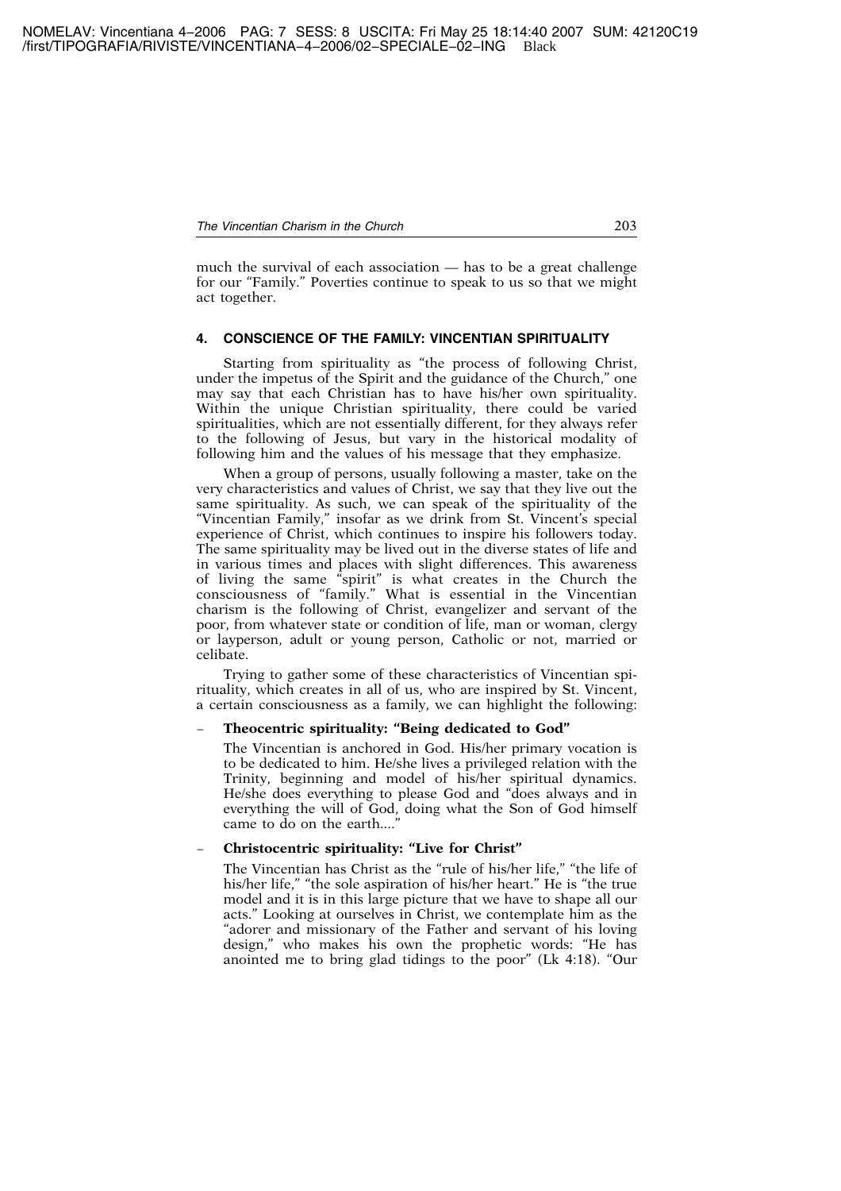much the survival of each association — has to be a great challenge for our "Family." Poverties continue to speak to us so that we might act together.

## 4. CONSCIENCE OF THE FAMILY: VINCENTIAN SPIRITUALITY

Starting from spirituality as "the process of following Christ, under the impetus of the Spirit and the guidance of the Church," one may say that each Christian has to have his/her own spirituality. Within the unique Christian spirituality, there could be varied spiritualities, which are not essentially different, for they always refer to the following of Jesus, but vary in the historical modality of following him and the values of his message that they emphasize.

When a group of persons, usually following a master, take on the very characteristics and values of Christ, we say that they live out the same spirituality. As such, we can speak of the spirituality of the "Vincentian Family," insofar as we drink from St. Vincent's special experience of Christ, which continues to inspire his followers today. The same spirituality may be lived out in the diverse states of life and in various times and places with slight differences. This awareness of living the same "spirit" is what creates in the Church the consciousness of "family." What is essential in the Vincentian charism is the following of Christ, evangelizer and servant of the poor, from whatever state or condition of life, man or woman, clergy or layperson, adult or young person, Catholic or not, married or celibate.

Trying to gather some of these characteristics of Vincentian spirituality, which creates in all of us, who are inspired by St. Vincent, a certain consciousness as a family, we can highlight the following:

- **Theocentric spirituality: "Being dedicated to God"**

  The Vincentian is anchored in God. His/her primary vocation is to be dedicated to him. He/she lives a privileged relation with the Trinity, beginning and model of his/her spiritual dynamics. He/she does everything to please God and "does always and in everything the will of God, doing what the Son of God himself came to do on the earth...."

- **Christocentric spirituality: "Live for Christ"**

  The Vincentian has Christ as the "rule of his/her life," "the life of his/her life," "the sole aspiration of his/her heart." He is "the true model and it is in this large picture that we have to shape all our acts." Looking at ourselves in Christ, we contemplate him as the "adorer and missionary of the Father and servant of his loving design," who makes his own the prophetic words: "He has anointed me to bring glad tidings to the poor" (Lk 4:18). "Our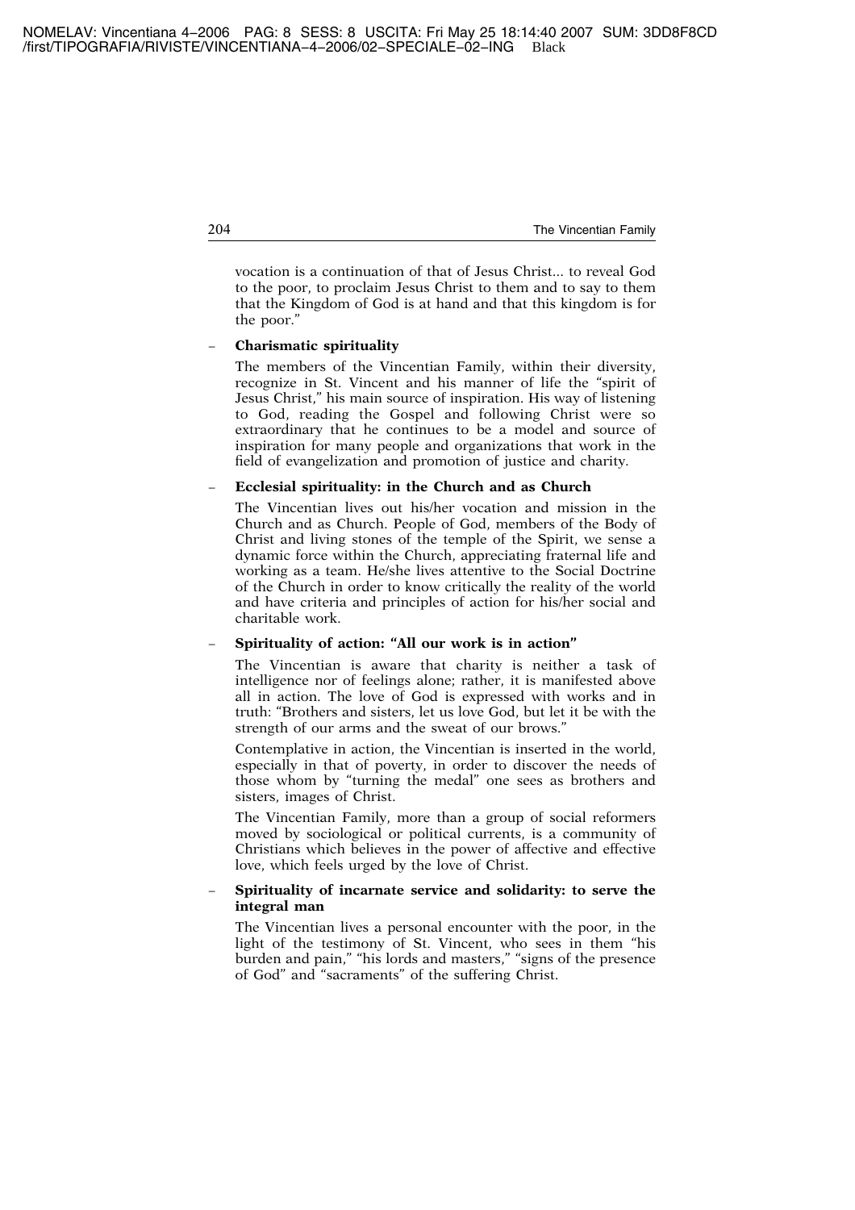vocation is a continuation of that of Jesus Christ... to reveal God to the poor, to proclaim Jesus Christ to them and to say to them that the Kingdom of God is at hand and that this kingdom is for the poor."

- **Charismatic spirituality**

  The members of the Vincentian Family, within their diversity, recognize in St. Vincent and his manner of life the "spirit of Jesus Christ," his main source of inspiration. His way of listening to God, reading the Gospel and following Christ were so extraordinary that he continues to be a model and source of inspiration for many people and organizations that work in the field of evangelization and promotion of justice and charity.

- **Ecclesial spirituality: in the Church and as Church**

  The Vincentian lives out his/her vocation and mission in the Church and as Church. People of God, members of the Body of Christ and living stones of the temple of the Spirit, we sense a dynamic force within the Church, appreciating fraternal life and working as a team. He/she lives attentive to the Social Doctrine of the Church in order to know critically the reality of the world and have criteria and principles of action for his/her social and charitable work.

- **Spirituality of action: "All our work is in action"**

  The Vincentian is aware that charity is neither a task of intelligence nor of feelings alone; rather, it is manifested above all in action. The love of God is expressed with works and in truth: "Brothers and sisters, let us love God, but let it be with the strength of our arms and the sweat of our brows."

  Contemplative in action, the Vincentian is inserted in the world, especially in that of poverty, in order to discover the needs of those whom by "turning the medal" one sees as brothers and sisters, images of Christ.

  The Vincentian Family, more than a group of social reformers moved by sociological or political currents, is a community of Christians which believes in the power of affective and effective love, which feels urged by the love of Christ.

- **Spirituality of incarnate service and solidarity: to serve the integral man**

  The Vincentian lives a personal encounter with the poor, in the light of the testimony of St. Vincent, who sees in them "his burden and pain," "his lords and masters," "signs of the presence of God" and "sacraments" of the suffering Christ.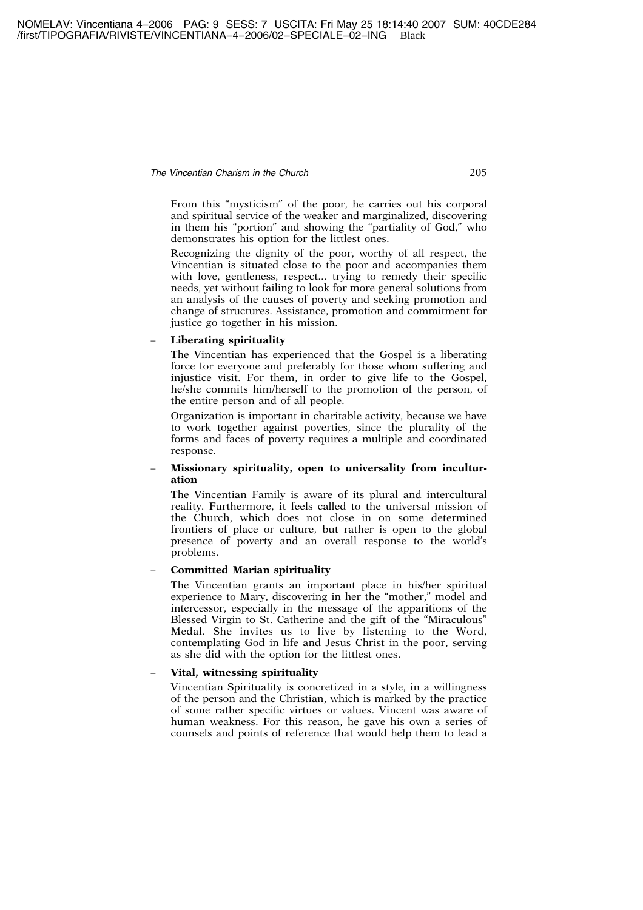From this "mysticism" of the poor, he carries out his corporal and spiritual service of the weaker and marginalized, discovering in them his "portion" and showing the "partiality of God," who demonstrates his option for the littlest ones.

Recognizing the dignity of the poor, worthy of all respect, the Vincentian is situated close to the poor and accompanies them with love, gentleness, respect... trying to remedy their specific needs, yet without failing to look for more general solutions from an analysis of the causes of poverty and seeking promotion and change of structures. Assistance, promotion and commitment for justice go together in his mission.

- **Liberating spirituality**

  The Vincentian has experienced that the Gospel is a liberating force for everyone and preferably for those whom suffering and injustice visit. For them, in order to give life to the Gospel, he/she commits him/herself to the promotion of the person, of the entire person and of all people.

  Organization is important in charitable activity, because we have to work together against poverties, since the plurality of the forms and faces of poverty requires a multiple and coordinated response.

- **Missionary spirituality, open to universality from inculturation**

  The Vincentian Family is aware of its plural and intercultural reality. Furthermore, it feels called to the universal mission of the Church, which does not close in on some determined frontiers of place or culture, but rather is open to the global presence of poverty and an overall response to the world's problems.

- **Committed Marian spirituality**

  The Vincentian grants an important place in his/her spiritual experience to Mary, discovering in her the "mother," model and intercessor, especially in the message of the apparitions of the Blessed Virgin to St. Catherine and the gift of the "Miraculous" Medal. She invites us to live by listening to the Word, contemplating God in life and Jesus Christ in the poor, serving as she did with the option for the littlest ones.

- **Vital, witnessing spirituality**

  Vincentian Spirituality is concretized in a style, in a willingness of the person and the Christian, which is marked by the practice of some rather specific virtues or values. Vincent was aware of human weakness. For this reason, he gave his own a series of counsels and points of reference that would help them to lead a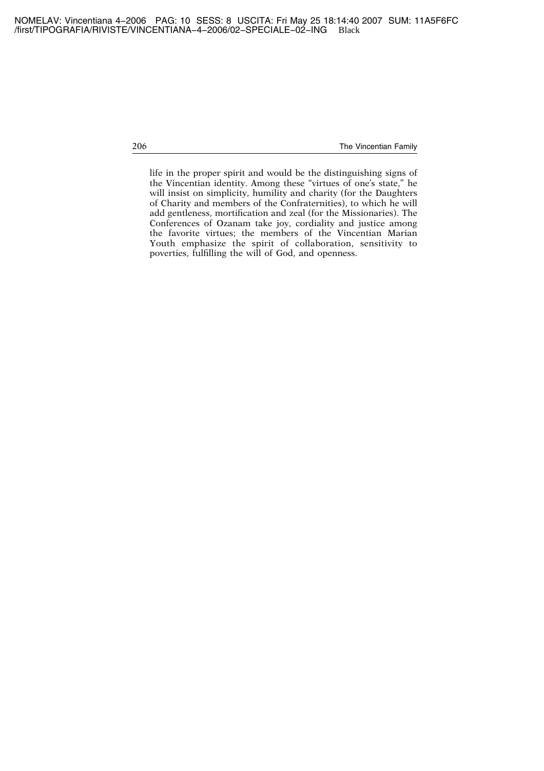life in the proper spirit and would be the distinguishing signs of the Vincentian identity. Among these "virtues of one's state," he will insist on simplicity, humility and charity (for the Daughters of Charity and members of the Confraternities), to which he will add gentleness, mortification and zeal (for the Missionaries). The Conferences of Ozanam take joy, cordiality and justice among the favorite virtues; the members of the Vincentian Marian Youth emphasize the spirit of collaboration, sensitivity to poverties, fulfilling the will of God, and openness.